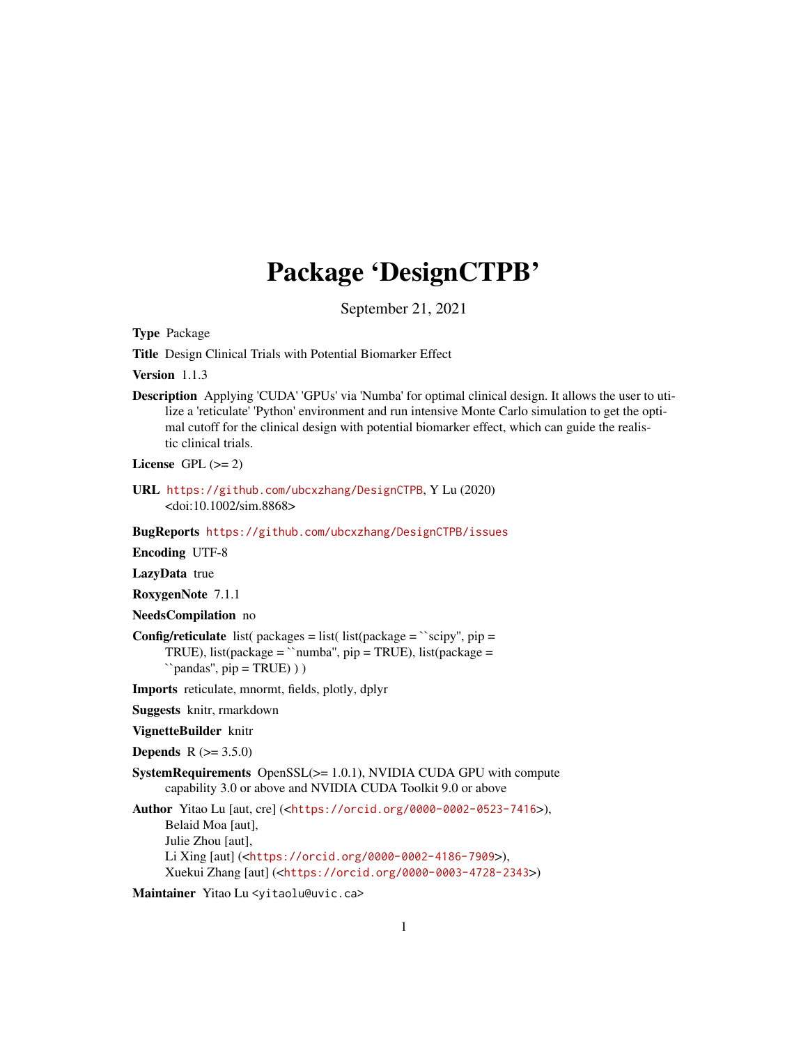# Package 'DesignCTPB'

September 21, 2021

**Type** Package

**Title** Design Clinical Trials with Potential Biomarker Effect

**Version** 1.1.3

**Description** Applying 'CUDA' 'GPUs' via 'Numba' for optimal clinical design. It allows the user to utilize a 'reticulate' 'Python' environment and run intensive Monte Carlo simulation to get the optimal cutoff for the clinical design with potential biomarker effect, which can guide the realistic clinical trials.

**License** GPL (>= 2)

**URL** https://github.com/ubcxzhang/DesignCTPB, Y Lu (2020) <doi:10.1002/sim.8868>

**BugReports** https://github.com/ubcxzhang/DesignCTPB/issues

**Encoding** UTF-8

**LazyData** true

**RoxygenNote** 7.1.1

**NeedsCompilation** no

**Config/reticulate** list( packages = list( list(package = ``scipy'', pip = TRUE), list(package = ``numba'', pip = TRUE), list(package = ``pandas'', pip = TRUE) ) )

**Imports** reticulate, mnormt, fields, plotly, dplyr

**Suggests** knitr, rmarkdown

**VignetteBuilder** knitr

**Depends** R (>= 3.5.0)

**SystemRequirements** OpenSSL(>= 1.0.1), NVIDIA CUDA GPU with compute capability 3.0 or above and NVIDIA CUDA Toolkit 9.0 or above

**Author** Yitao Lu [aut, cre] (<https://orcid.org/0000-0002-0523-7416>), Belaid Moa [aut], Julie Zhou [aut], Li Xing [aut] (<https://orcid.org/0000-0002-4186-7909>), Xuekui Zhang [aut] (<https://orcid.org/0000-0003-4728-2343>)

**Maintainer** Yitao Lu <yitaolu@uvic.ca>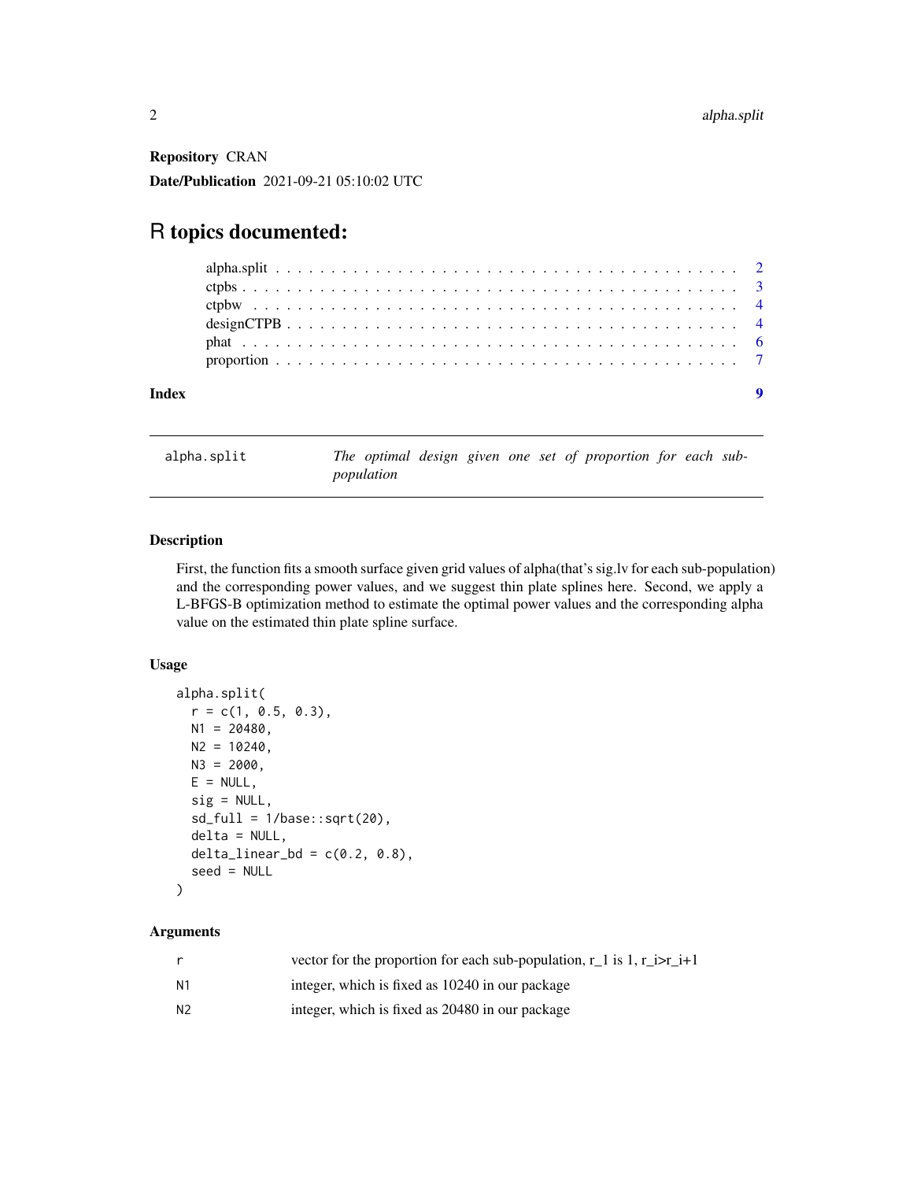**Repository** CRAN

**Date/Publication** 2021-09-21 05:10:02 UTC

# R topics documented:

- alpha.split . . . . . . . . . . 2
- ctpbs . . . . . . . . . . 3
- ctpbw . . . . . . . . . . 4
- designCTPB . . . . . . . . . . 4
- phat . . . . . . . . . . 6
- proportion . . . . . . . . . . 7

**Index** 9

---

## alpha.split — *The optimal design given one set of proportion for each sub-population*

### Description

First, the function fits a smooth surface given grid values of alpha(that's sig.lv for each sub-population) and the corresponding power values, and we suggest thin plate splines here. Second, we apply a L-BFGS-B optimization method to estimate the optimal power values and the corresponding alpha value on the estimated thin plate spline surface.

### Usage

```
alpha.split(
  r = c(1, 0.5, 0.3),
  N1 = 20480,
  N2 = 10240,
  N3 = 2000,
  E = NULL,
  sig = NULL,
  sd_full = 1/base::sqrt(20),
  delta = NULL,
  delta_linear_bd = c(0.2, 0.8),
  seed = NULL
)
```

### Arguments

| | |
|---|---|
| r | vector for the proportion for each sub-population, r_1 is 1, r_i>r_i+1 |
| N1 | integer, which is fixed as 10240 in our package |
| N2 | integer, which is fixed as 20480 in our package |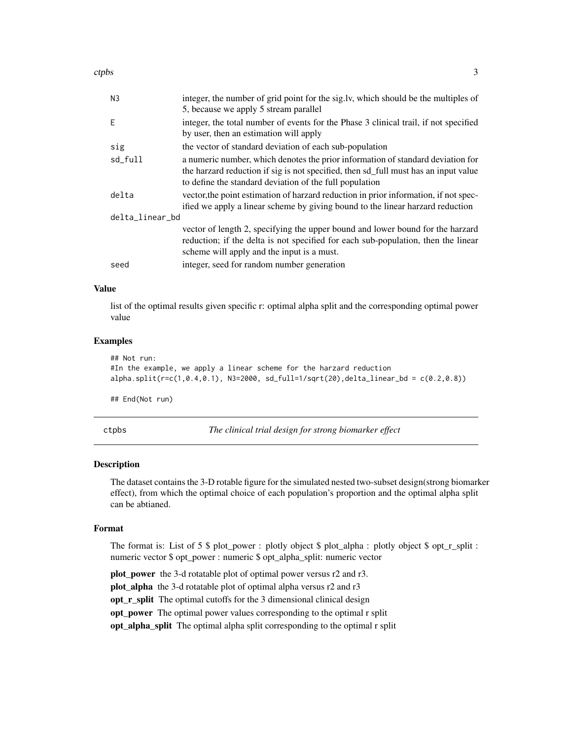| | |
|---|---|
| N3 | integer, the number of grid point for the sig.lv, which should be the multiples of 5, because we apply 5 stream parallel |
| E | integer, the total number of events for the Phase 3 clinical trail, if not specified by user, then an estimation will apply |
| sig | the vector of standard deviation of each sub-population |
| sd_full | a numeric number, which denotes the prior information of standard deviation for the harzard reduction if sig is not specified, then sd_full must has an input value to define the standard deviation of the full population |
| delta | vector,the point estimation of harzard reduction in prior information, if not specified we apply a linear scheme by giving bound to the linear harzard reduction |
| delta_linear_bd | vector of length 2, specifying the upper bound and lower bound for the harzard reduction; if the delta is not specified for each sub-population, then the linear scheme will apply and the input is a must. |
| seed | integer, seed for random number generation |

## Value

list of the optimal results given specific r: optimal alpha split and the corresponding optimal power value

## Examples

```
## Not run:
#In the example, we apply a linear scheme for the harzard reduction
alpha.split(r=c(1,0.4,0.1), N3=2000, sd_full=1/sqrt(20),delta_linear_bd = c(0.2,0.8))

## End(Not run)
```

---

# ctpbs *The clinical trial design for strong biomarker effect*

## Description

The dataset contains the 3-D rotable figure for the simulated nested two-subset design(strong biomarker effect), from which the optimal choice of each population's proportion and the optimal alpha split can be abtianed.

## Format

The format is: List of 5 $ plot_power : plotly object $ plot_alpha : plotly object $ opt_r_split : numeric vector $ opt_power : numeric $ opt_alpha_split: numeric vector

**plot_power** the 3-d rotatable plot of optimal power versus r2 and r3.

**plot_alpha** the 3-d rotatable plot of optimal alpha versus r2 and r3

**opt_r_split** The optimal cutoffs for the 3 dimensional clinical design

**opt_power** The optimal power values corresponding to the optimal r split

**opt_alpha_split** The optimal alpha split corresponding to the optimal r split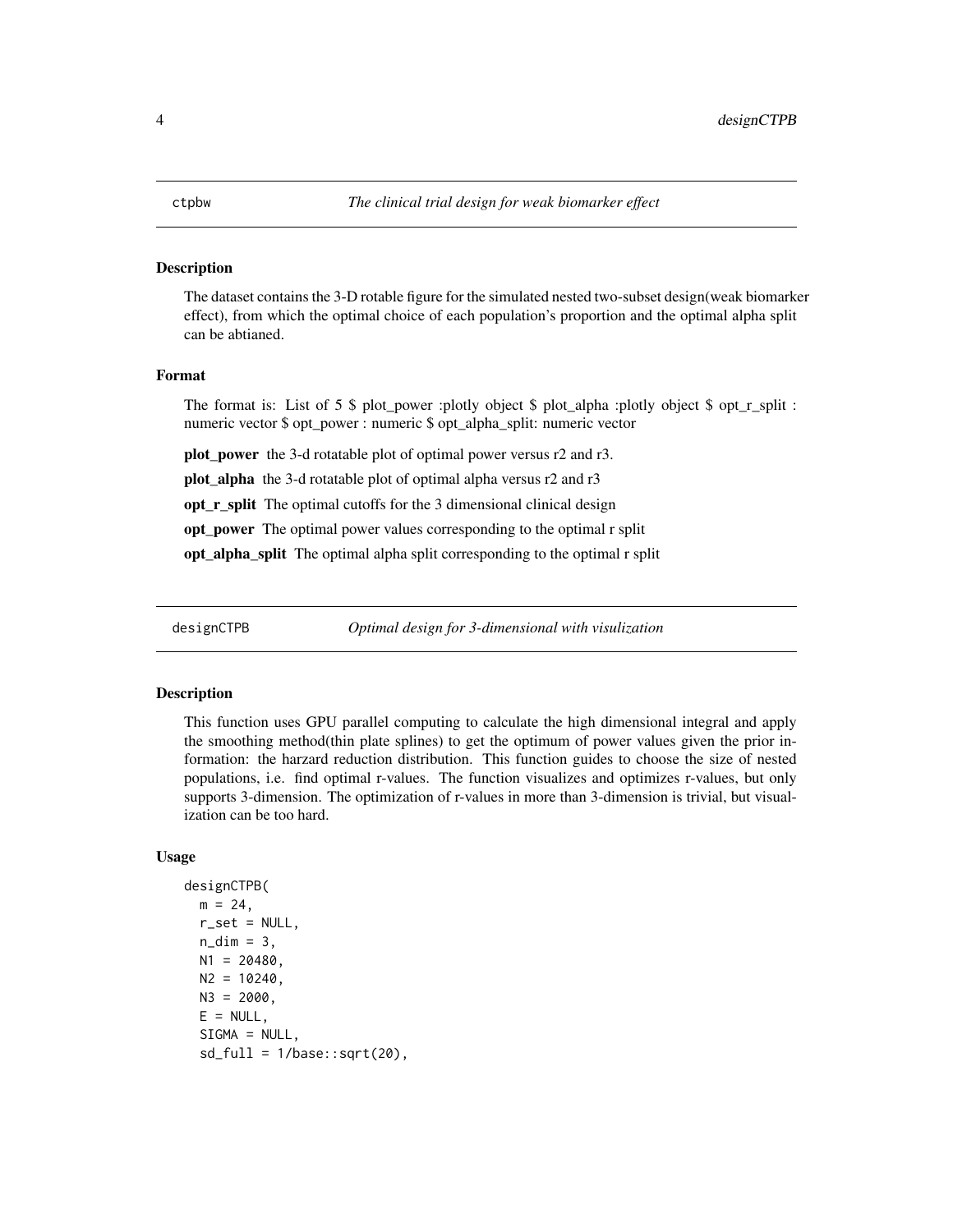## ctpbw *The clinical trial design for weak biomarker effect*

### Description

The dataset contains the 3-D rotable figure for the simulated nested two-subset design(weak biomarker effect), from which the optimal choice of each population's proportion and the optimal alpha split can be abtianed.

### Format

The format is: List of 5 $ plot_power :plotly object $ plot_alpha :plotly object $ opt_r_split : numeric vector $ opt_power : numeric $ opt_alpha_split: numeric vector

**plot_power** the 3-d rotatable plot of optimal power versus r2 and r3.

**plot_alpha** the 3-d rotatable plot of optimal alpha versus r2 and r3

**opt_r_split** The optimal cutoffs for the 3 dimensional clinical design

**opt_power** The optimal power values corresponding to the optimal r split

**opt_alpha_split** The optimal alpha split corresponding to the optimal r split

## designCTPB *Optimal design for 3-dimensional with visulization*

### Description

This function uses GPU parallel computing to calculate the high dimensional integral and apply the smoothing method(thin plate splines) to get the optimum of power values given the prior information: the harzard reduction distribution. This function guides to choose the size of nested populations, i.e. find optimal r-values. The function visualizes and optimizes r-values, but only supports 3-dimension. The optimization of r-values in more than 3-dimension is trivial, but visualization can be too hard.

### Usage

```
designCTPB(
  m = 24,
  r_set = NULL,
  n_dim = 3,
  N1 = 20480,
  N2 = 10240,
  N3 = 2000,
  E = NULL,
  SIGMA = NULL,
  sd_full = 1/base::sqrt(20),
```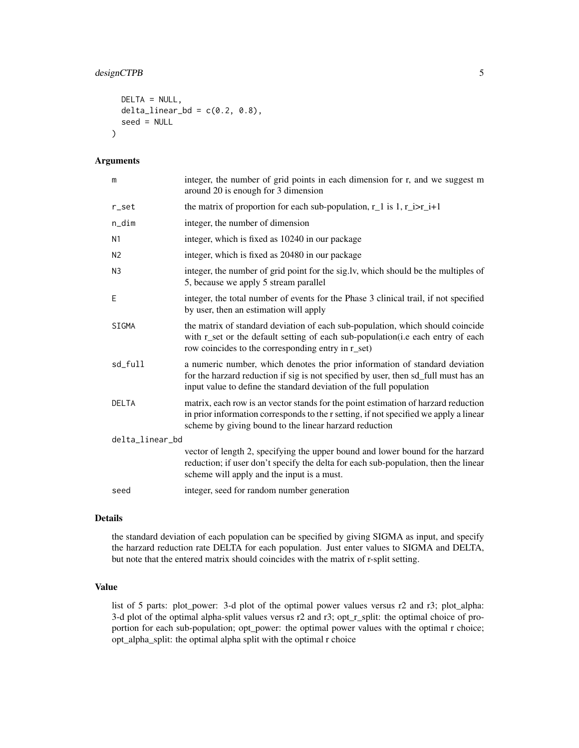```
  DELTA = NULL,
  delta_linear_bd = c(0.2, 0.8),
  seed = NULL
)
```

## Arguments

| | |
|---|---|
| m | integer, the number of grid points in each dimension for r, and we suggest m around 20 is enough for 3 dimension |
| r_set | the matrix of proportion for each sub-population, r_1 is 1, r_i>r_i+1 |
| n_dim | integer, the number of dimension |
| N1 | integer, which is fixed as 10240 in our package |
| N2 | integer, which is fixed as 20480 in our package |
| N3 | integer, the number of grid point for the sig.lv, which should be the multiples of 5, because we apply 5 stream parallel |
| E | integer, the total number of events for the Phase 3 clinical trail, if not specified by user, then an estimation will apply |
| SIGMA | the matrix of standard deviation of each sub-population, which should coincide with r_set or the default setting of each sub-population(i.e each entry of each row coincides to the corresponding entry in r_set) |
| sd_full | a numeric number, which denotes the prior information of standard deviation for the harzard reduction if sig is not specified by user, then sd_full must has an input value to define the standard deviation of the full population |
| DELTA | matrix, each row is an vector stands for the point estimation of harzard reduction in prior information corresponds to the r setting, if not specified we apply a linear scheme by giving bound to the linear harzard reduction |
| delta_linear_bd | vector of length 2, specifying the upper bound and lower bound for the harzard reduction; if user don't specify the delta for each sub-population, then the linear scheme will apply and the input is a must. |
| seed | integer, seed for random number generation |

## Details

the standard deviation of each population can be specified by giving SIGMA as input, and specify the harzard reduction rate DELTA for each population. Just enter values to SIGMA and DELTA, but note that the entered matrix should coincides with the matrix of r-split setting.

## Value

list of 5 parts: plot_power: 3-d plot of the optimal power values versus r2 and r3; plot_alpha: 3-d plot of the optimal alpha-split values versus r2 and r3; opt_r_split: the optimal choice of proportion for each sub-population; opt_power: the optimal power values with the optimal r choice; opt_alpha_split: the optimal alpha split with the optimal r choice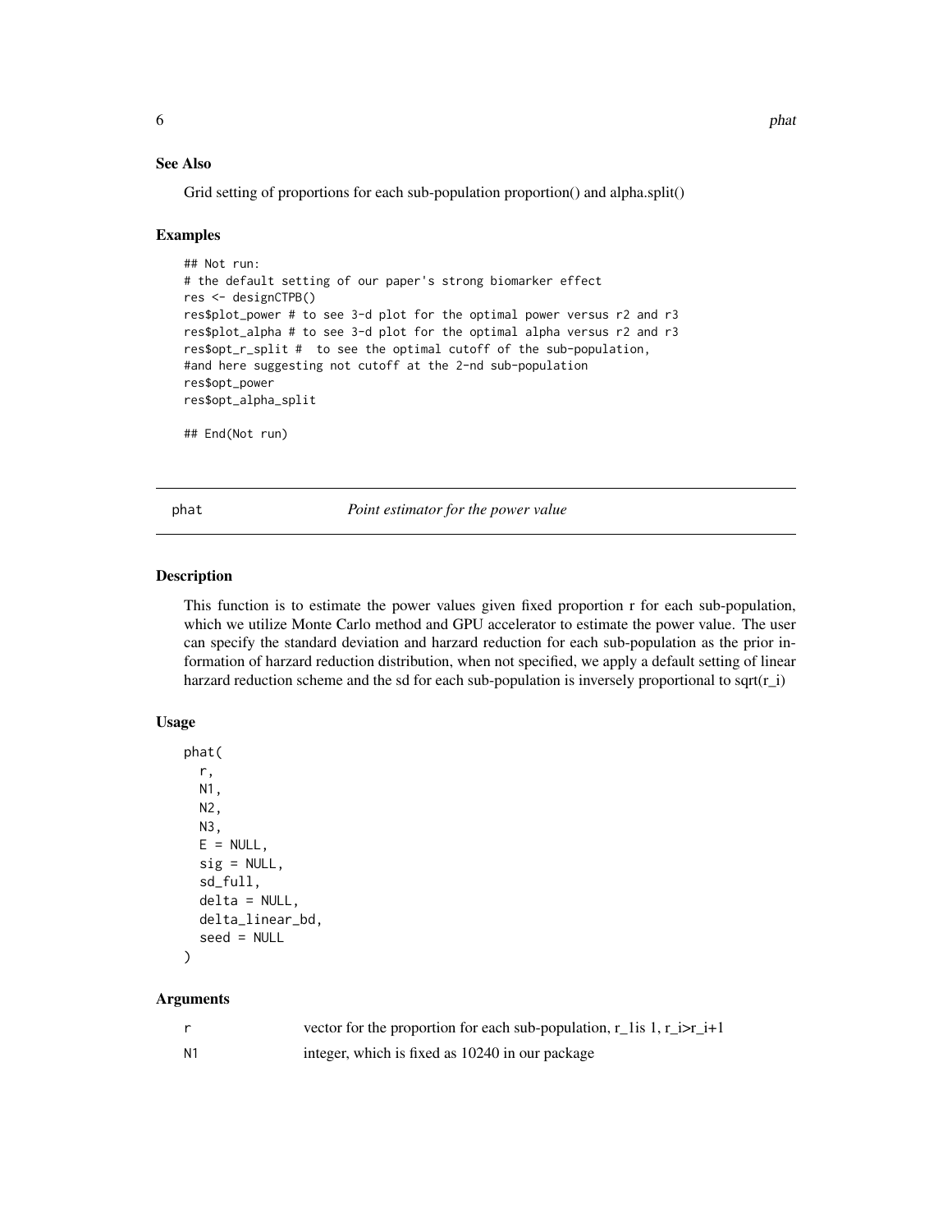### See Also

Grid setting of proportions for each sub-population proportion() and alpha.split()

### Examples

```
## Not run:
# the default setting of our paper's strong biomarker effect
res <- designCTPB()
res$plot_power # to see 3-d plot for the optimal power versus r2 and r3
res$plot_alpha # to see 3-d plot for the optimal alpha versus r2 and r3
res$opt_r_split #  to see the optimal cutoff of the sub-population,
#and here suggesting not cutoff at the 2-nd sub-population
res$opt_power
res$opt_alpha_split

## End(Not run)
```

---

## phat — *Point estimator for the power value*

### Description

This function is to estimate the power values given fixed proportion r for each sub-population, which we utilize Monte Carlo method and GPU accelerator to estimate the power value. The user can specify the standard deviation and harzard reduction for each sub-population as the prior information of harzard reduction distribution, when not specified, we apply a default setting of linear harzard reduction scheme and the sd for each sub-population is inversely proportional to sqrt(r_i)

### Usage

```
phat(
  r,
  N1,
  N2,
  N3,
  E = NULL,
  sig = NULL,
  sd_full,
  delta = NULL,
  delta_linear_bd,
  seed = NULL
)
```

### Arguments

| | |
|---|---|
| r | vector for the proportion for each sub-population, r_1is 1, r_i>r_i+1 |
| N1 | integer, which is fixed as 10240 in our package |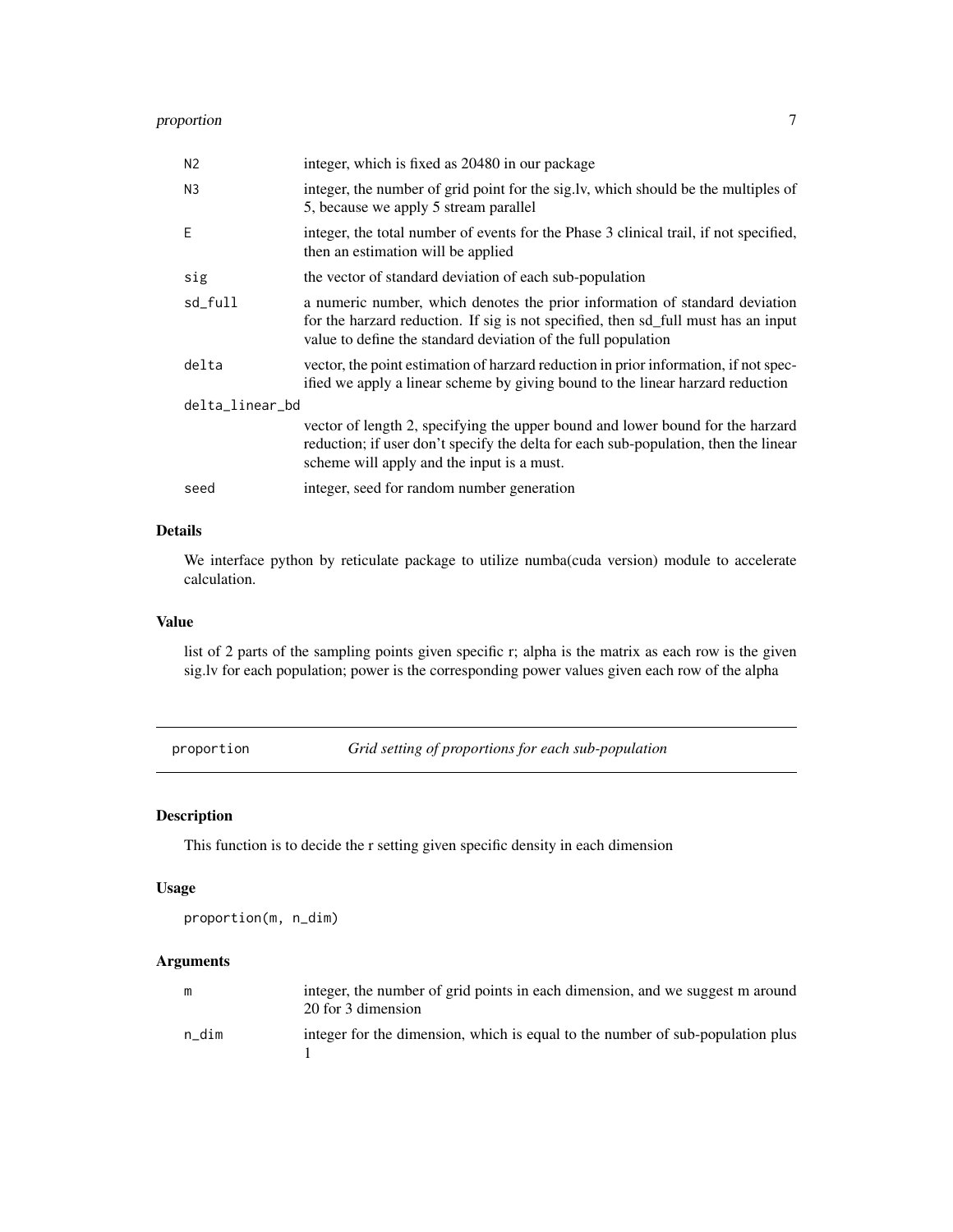| | |
|---|---|
| N2 | integer, which is fixed as 20480 in our package |
| N3 | integer, the number of grid point for the sig.lv, which should be the multiples of 5, because we apply 5 stream parallel |
| E | integer, the total number of events for the Phase 3 clinical trail, if not specified, then an estimation will be applied |
| sig | the vector of standard deviation of each sub-population |
| sd_full | a numeric number, which denotes the prior information of standard deviation for the harzard reduction. If sig is not specified, then sd_full must has an input value to define the standard deviation of the full population |
| delta | vector, the point estimation of harzard reduction in prior information, if not specified we apply a linear scheme by giving bound to the linear harzard reduction |
| delta_linear_bd | vector of length 2, specifying the upper bound and lower bound for the harzard reduction; if user don't specify the delta for each sub-population, then the linear scheme will apply and the input is a must. |
| seed | integer, seed for random number generation |

## Details

We interface python by reticulate package to utilize numba(cuda version) module to accelerate calculation.

## Value

list of 2 parts of the sampling points given specific r; alpha is the matrix as each row is the given sig.lv for each population; power is the corresponding power values given each row of the alpha

---

# proportion — *Grid setting of proportions for each sub-population*

## Description

This function is to decide the r setting given specific density in each dimension

## Usage

```
proportion(m, n_dim)
```

## Arguments

| | |
|---|---|
| m | integer, the number of grid points in each dimension, and we suggest m around 20 for 3 dimension |
| n_dim | integer for the dimension, which is equal to the number of sub-population plus 1 |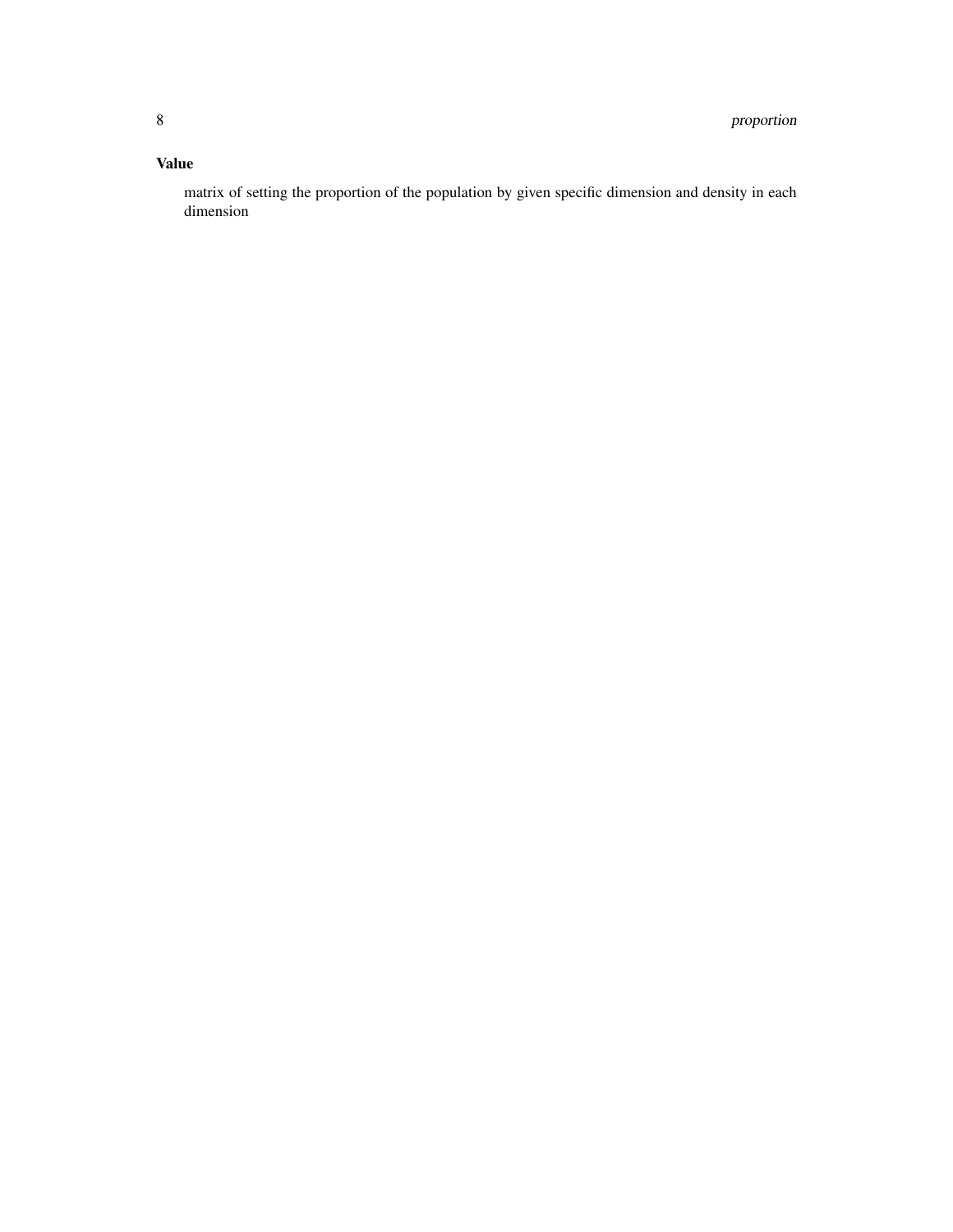### Value

matrix of setting the proportion of the population by given specific dimension and density in each dimension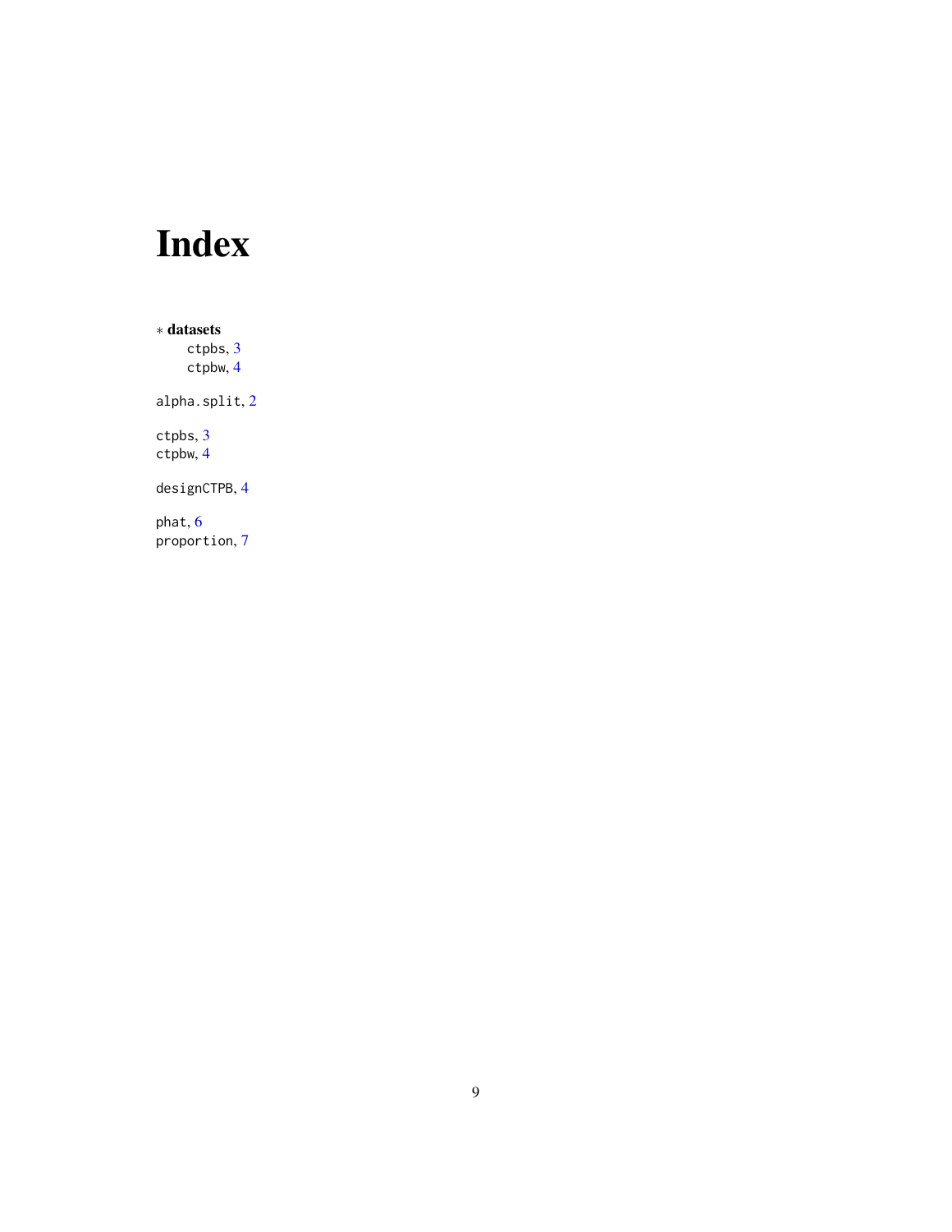# Index

∗ **datasets**
  ctpbs, 3
  ctpbw, 4

alpha.split, 2

ctpbs, 3
ctpbw, 4

designCTPB, 4

phat, 6
proportion, 7